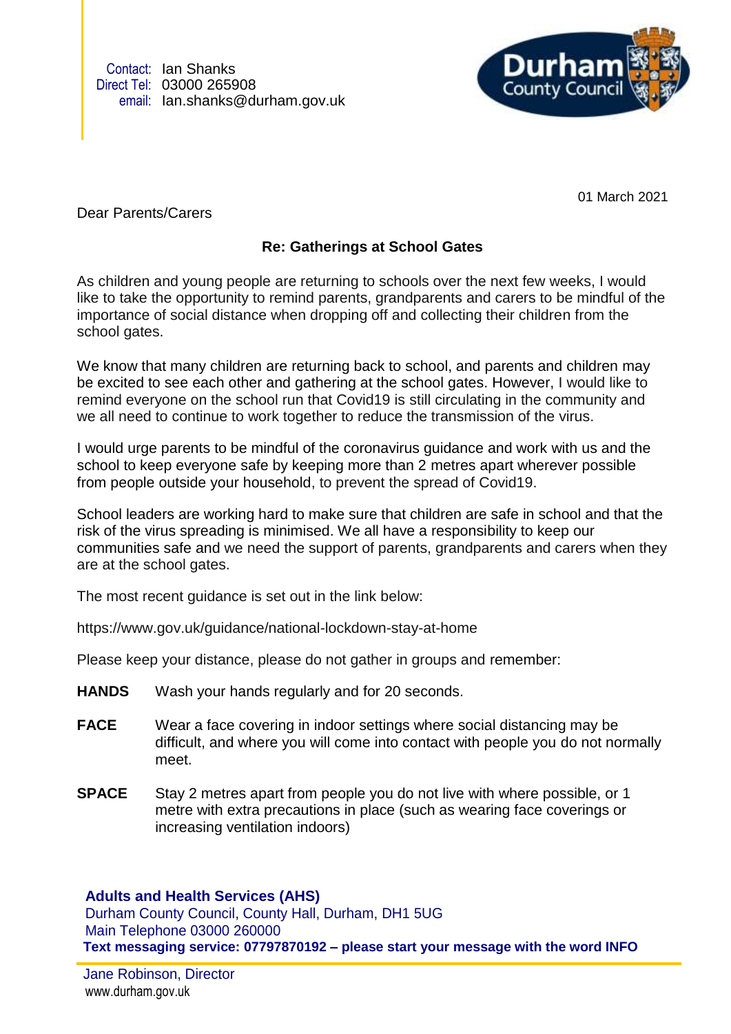Contact: Ian Shanks
Direct Tel: 03000 265908
email: Ian.shanks@durham.gov.uk

Durham County Council

01 March 2021

Dear Parents/Carers

**Re: Gatherings at School Gates**

As children and young people are returning to schools over the next few weeks, I would like to take the opportunity to remind parents, grandparents and carers to be mindful of the importance of social distance when dropping off and collecting their children from the school gates.

We know that many children are returning back to school, and parents and children may be excited to see each other and gathering at the school gates. However, I would like to remind everyone on the school run that Covid19 is still circulating in the community and we all need to continue to work together to reduce the transmission of the virus.

I would urge parents to be mindful of the coronavirus guidance and work with us and the school to keep everyone safe by keeping more than 2 metres apart wherever possible from people outside your household, to prevent the spread of Covid19.

School leaders are working hard to make sure that children are safe in school and that the risk of the virus spreading is minimised. We all have a responsibility to keep our communities safe and we need the support of parents, grandparents and carers when they are at the school gates.

The most recent guidance is set out in the link below:

https://www.gov.uk/guidance/national-lockdown-stay-at-home

Please keep your distance, please do not gather in groups and remember:

**HANDS** Wash your hands regularly and for 20 seconds.

**FACE** Wear a face covering in indoor settings where social distancing may be difficult, and where you will come into contact with people you do not normally meet.

**SPACE** Stay 2 metres apart from people you do not live with where possible, or 1 metre with extra precautions in place (such as wearing face coverings or increasing ventilation indoors)

**Adults and Health Services (AHS)**
Durham County Council, County Hall, Durham, DH1 5UG
Main Telephone 03000 260000
**Text messaging service: 07797870192 – please start your message with the word INFO**

Jane Robinson, Director
www.durham.gov.uk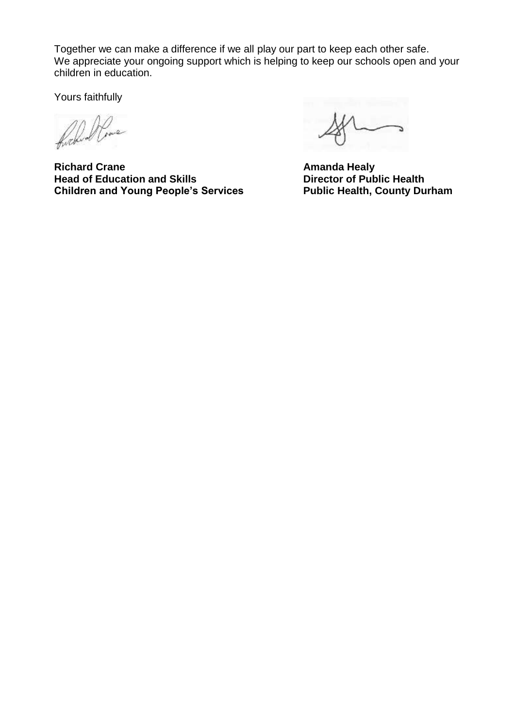Together we can make a difference if we all play our part to keep each other safe.
We appreciate your ongoing support which is helping to keep our schools open and your children in education.

Yours faithfully

**Richard Crane**
**Head of Education and Skills**
**Children and Young People's Services**

**Amanda Healy**
**Director of Public Health**
**Public Health, County Durham**